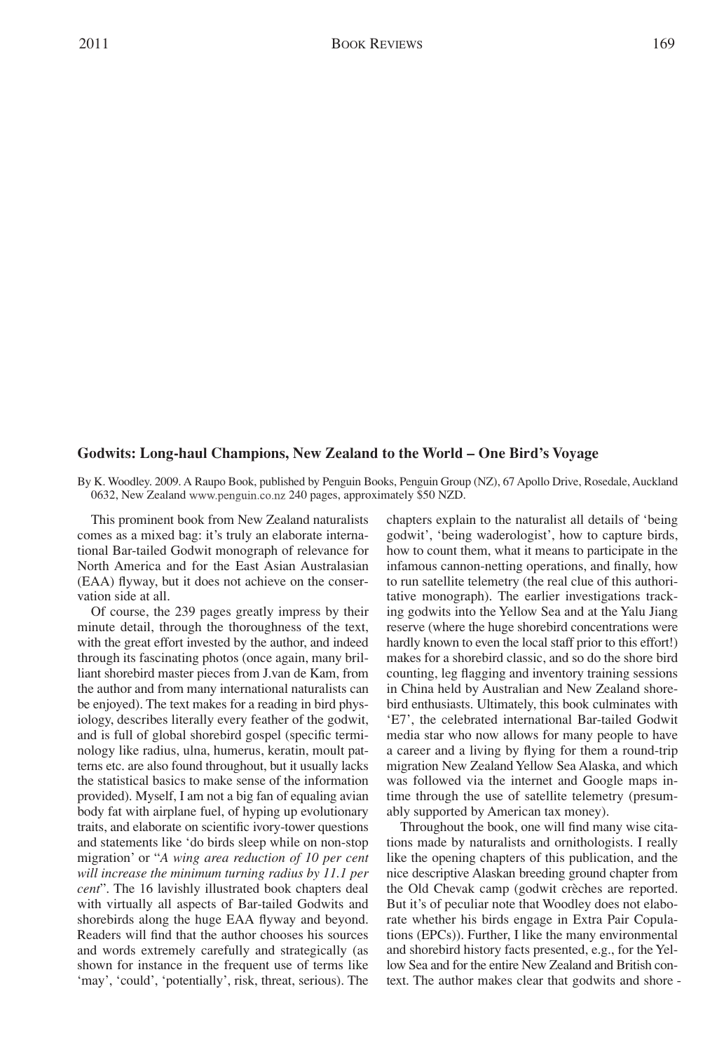### Godwits: Long-haul Champions, New Zealand to the World – One Bird's Voyage

By K. Woodley. 2009. A Raupo Book, published by Penguin Books, Penguin Group (NZ), 67 Apollo Drive, Rosedale, Auckland 0632, New Zealand www.penguin.co.nz 240 pages, approximately $50 NZD.

This prominent book from New Zealand naturalists comes as a mixed bag: it's truly an elaborate international Bar-tailed Godwit monograph of relevance for North America and for the East Asian Australasian (EAA) flyway, but it does not achieve on the conservation side at all.

Of course, the 239 pages greatly impress by their minute detail, through the thoroughness of the text, with the great effort invested by the author, and indeed through its fascinating photos (once again, many brilliant shorebird master pieces from J.van de Kam, from the author and from many international naturalists can be enjoyed). The text makes for a reading in bird physiology, describes literally every feather of the godwit, and is full of global shorebird gospel (specific terminology like radius, ulna, humerus, keratin, moult patterns etc. are also found throughout, but it usually lacks the statistical basics to make sense of the information provided). Myself, I am not a big fan of equaling avian body fat with airplane fuel, of hyping up evolutionary traits, and elaborate on scientific ivory-tower questions and statements like 'do birds sleep while on non-stop migration' or "*A wing area reduction of 10 per cent will increase the minimum turning radius by 11.1 per cent*". The 16 lavishly illustrated book chapters deal with virtually all aspects of Bar-tailed Godwits and shorebirds along the huge EAA flyway and beyond. Readers will find that the author chooses his sources and words extremely carefully and strategically (as shown for instance in the frequent use of terms like 'may', 'could', 'potentially', risk, threat, serious). The chapters explain to the naturalist all details of 'being godwit', 'being waderologist', how to capture birds, how to count them, what it means to participate in the infamous cannon-netting operations, and finally, how to run satellite telemetry (the real clue of this authoritative monograph). The earlier investigations tracking godwits into the Yellow Sea and at the Yalu Jiang reserve (where the huge shorebird concentrations were hardly known to even the local staff prior to this effort!) makes for a shorebird classic, and so do the shore bird counting, leg flagging and inventory training sessions in China held by Australian and New Zealand shorebird enthusiasts. Ultimately, this book culminates with 'E7', the celebrated international Bar-tailed Godwit media star who now allows for many people to have a career and a living by flying for them a round-trip migration New Zealand Yellow Sea Alaska, and which was followed via the internet and Google maps in-time through the use of satellite telemetry (presumably supported by American tax money).

Throughout the book, one will find many wise citations made by naturalists and ornithologists. I really like the opening chapters of this publication, and the nice descriptive Alaskan breeding ground chapter from the Old Chevak camp (godwit crèches are reported. But it's of peculiar note that Woodley does not elaborate whether his birds engage in Extra Pair Copulations (EPCs)). Further, I like the many environmental and shorebird history facts presented, e.g., for the Yellow Sea and for the entire New Zealand and British context. The author makes clear that godwits and shore -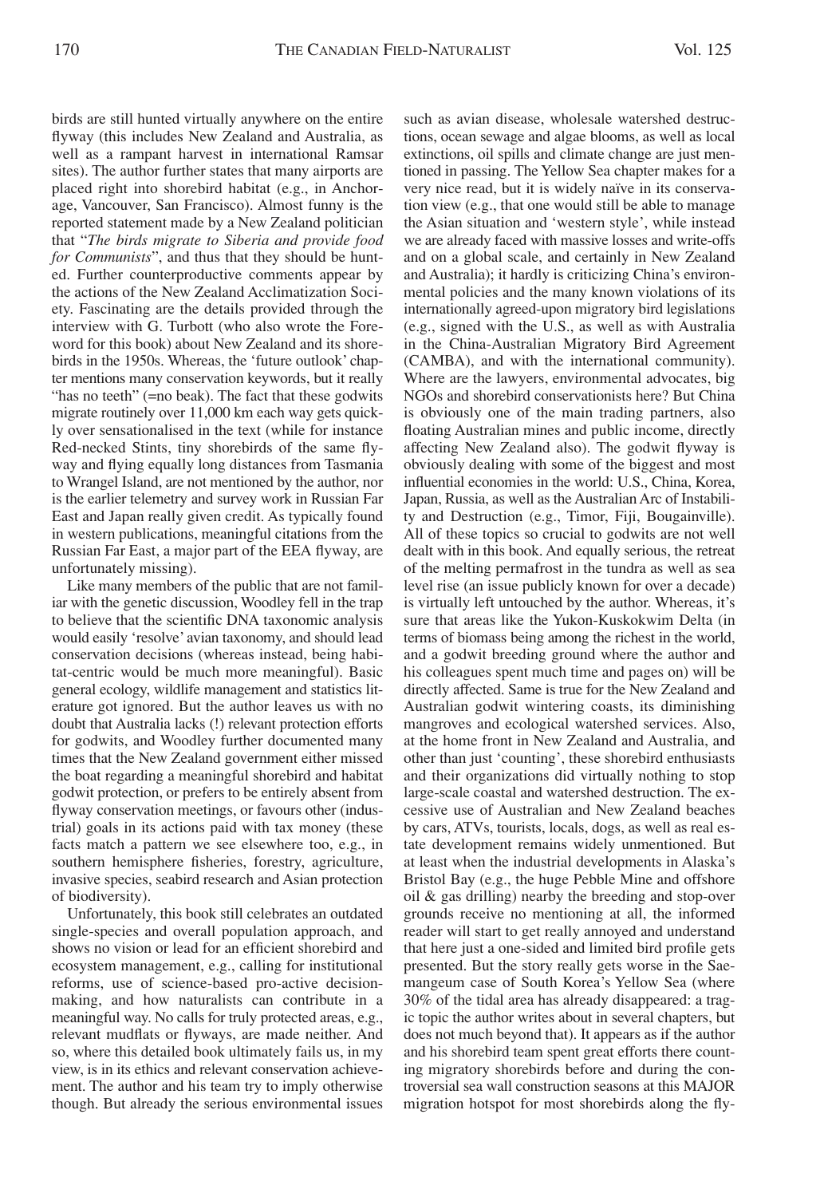birds are still hunted virtually anywhere on the entire flyway (this includes New Zealand and Australia, as well as a rampant harvest in international Ramsar sites). The author further states that many airports are placed right into shorebird habitat (e.g., in Anchorage, Vancouver, San Francisco). Almost funny is the reported statement made by a New Zealand politician that "*The birds migrate to Siberia and provide food for Communists*", and thus that they should be hunted. Further counterproductive comments appear by the actions of the New Zealand Acclimatization Society. Fascinating are the details provided through the interview with G. Turbott (who also wrote the Foreword for this book) about New Zealand and its shorebirds in the 1950s. Whereas, the 'future outlook' chapter mentions many conservation keywords, but it really "has no teeth" (=no beak). The fact that these godwits migrate routinely over 11,000 km each way gets quickly over sensationalised in the text (while for instance Red-necked Stints, tiny shorebirds of the same flyway and flying equally long distances from Tasmania to Wrangel Island, are not mentioned by the author, nor is the earlier telemetry and survey work in Russian Far East and Japan really given credit. As typically found in western publications, meaningful citations from the Russian Far East, a major part of the EEA flyway, are unfortunately missing).

Like many members of the public that are not familiar with the genetic discussion, Woodley fell in the trap to believe that the scientific DNA taxonomic analysis would easily 'resolve' avian taxonomy, and should lead conservation decisions (whereas instead, being habitat-centric would be much more meaningful). Basic general ecology, wildlife management and statistics literature got ignored. But the author leaves us with no doubt that Australia lacks (!) relevant protection efforts for godwits, and Woodley further documented many times that the New Zealand government either missed the boat regarding a meaningful shorebird and habitat godwit protection, or prefers to be entirely absent from flyway conservation meetings, or favours other (industrial) goals in its actions paid with tax money (these facts match a pattern we see elsewhere too, e.g., in southern hemisphere fisheries, forestry, agriculture, invasive species, seabird research and Asian protection of biodiversity).

Unfortunately, this book still celebrates an outdated single-species and overall population approach, and shows no vision or lead for an efficient shorebird and ecosystem management, e.g., calling for institutional reforms, use of science-based pro-active decision-making, and how naturalists can contribute in a meaningful way. No calls for truly protected areas, e.g., relevant mudflats or flyways, are made neither. And so, where this detailed book ultimately fails us, in my view, is in its ethics and relevant conservation achievement. The author and his team try to imply otherwise though. But already the serious environmental issues such as avian disease, wholesale watershed destructions, ocean sewage and algae blooms, as well as local extinctions, oil spills and climate change are just mentioned in passing. The Yellow Sea chapter makes for a very nice read, but it is widely naïve in its conservation view (e.g., that one would still be able to manage the Asian situation and 'western style', while instead we are already faced with massive losses and write-offs and on a global scale, and certainly in New Zealand and Australia); it hardly is criticizing China's environmental policies and the many known violations of its internationally agreed-upon migratory bird legislations (e.g., signed with the U.S., as well as with Australia in the China-Australian Migratory Bird Agreement (CAMBA), and with the international community). Where are the lawyers, environmental advocates, big NGOs and shorebird conservationists here? But China is obviously one of the main trading partners, also floating Australian mines and public income, directly affecting New Zealand also). The godwit flyway is obviously dealing with some of the biggest and most influential economies in the world: U.S., China, Korea, Japan, Russia, as well as the Australian Arc of Instability and Destruction (e.g., Timor, Fiji, Bougainville). All of these topics so crucial to godwits are not well dealt with in this book. And equally serious, the retreat of the melting permafrost in the tundra as well as sea level rise (an issue publicly known for over a decade) is virtually left untouched by the author. Whereas, it's sure that areas like the Yukon-Kuskokwim Delta (in terms of biomass being among the richest in the world, and a godwit breeding ground where the author and his colleagues spent much time and pages on) will be directly affected. Same is true for the New Zealand and Australian godwit wintering coasts, its diminishing mangroves and ecological watershed services. Also, at the home front in New Zealand and Australia, and other than just 'counting', these shorebird enthusiasts and their organizations did virtually nothing to stop large-scale coastal and watershed destruction. The excessive use of Australian and New Zealand beaches by cars, ATVs, tourists, locals, dogs, as well as real estate development remains widely unmentioned. But at least when the industrial developments in Alaska's Bristol Bay (e.g., the huge Pebble Mine and offshore oil & gas drilling) nearby the breeding and stop-over grounds receive no mentioning at all, the informed reader will start to get really annoyed and understand that here just a one-sided and limited bird profile gets presented. But the story really gets worse in the Saemangeum case of South Korea's Yellow Sea (where 30% of the tidal area has already disappeared: a tragic topic the author writes about in several chapters, but does not much beyond that). It appears as if the author and his shorebird team spent great efforts there counting migratory shorebirds before and during the controversial sea wall construction seasons at this MAJOR migration hotspot for most shorebirds along the fly-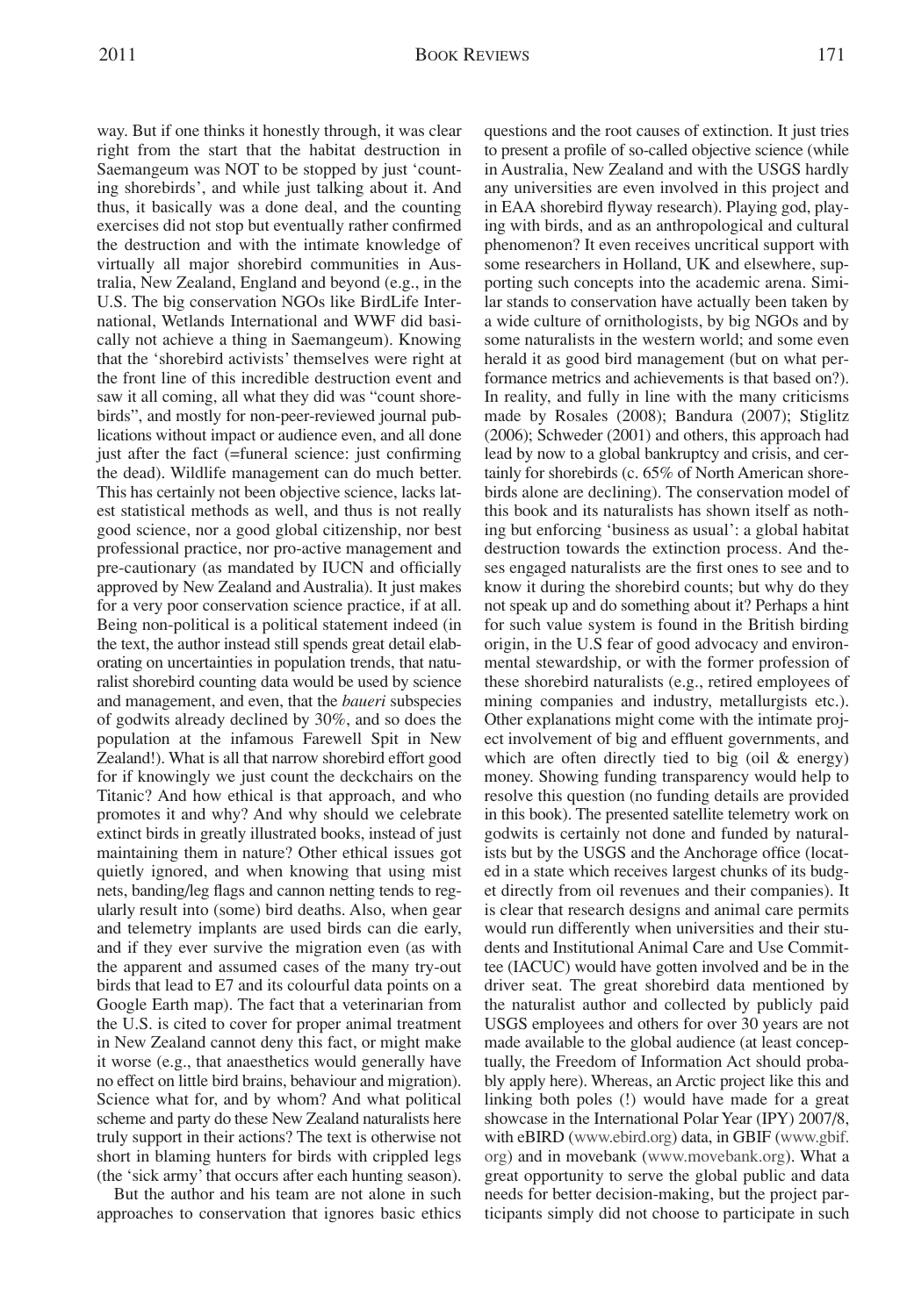way. But if one thinks it honestly through, it was clear right from the start that the habitat destruction in Saemangeum was NOT to be stopped by just 'counting shorebirds', and while just talking about it. And thus, it basically was a done deal, and the counting exercises did not stop but eventually rather confirmed the destruction and with the intimate knowledge of virtually all major shorebird communities in Australia, New Zealand, England and beyond (e.g., in the U.S. The big conservation NGOs like BirdLife International, Wetlands International and WWF did basically not achieve a thing in Saemangeum). Knowing that the 'shorebird activists' themselves were right at the front line of this incredible destruction event and saw it all coming, all what they did was "count shorebirds", and mostly for non-peer-reviewed journal publications without impact or audience even, and all done just after the fact (=funeral science: just confirming the dead). Wildlife management can do much better. This has certainly not been objective science, lacks latest statistical methods as well, and thus is not really good science, nor a good global citizenship, nor best professional practice, nor pro-active management and pre-cautionary (as mandated by IUCN and officially approved by New Zealand and Australia). It just makes for a very poor conservation science practice, if at all. Being non-political is a political statement indeed (in the text, the author instead still spends great detail elaborating on uncertainties in population trends, that naturalist shorebird counting data would be used by science and management, and even, that the *baueri* subspecies of godwits already declined by 30%, and so does the population at the infamous Farewell Spit in New Zealand!). What is all that narrow shorebird effort good for if knowingly we just count the deckchairs on the Titanic? And how ethical is that approach, and who promotes it and why? And why should we celebrate extinct birds in greatly illustrated books, instead of just maintaining them in nature? Other ethical issues got quietly ignored, and when knowing that using mist nets, banding/leg flags and cannon netting tends to regularly result into (some) bird deaths. Also, when gear and telemetry implants are used birds can die early, and if they ever survive the migration even (as with the apparent and assumed cases of the many try-out birds that lead to E7 and its colourful data points on a Google Earth map). The fact that a veterinarian from the U.S. is cited to cover for proper animal treatment in New Zealand cannot deny this fact, or might make it worse (e.g., that anaesthetics would generally have no effect on little bird brains, behaviour and migration). Science what for, and by whom? And what political scheme and party do these New Zealand naturalists here truly support in their actions? The text is otherwise not short in blaming hunters for birds with crippled legs (the 'sick army' that occurs after each hunting season).

But the author and his team are not alone in such approaches to conservation that ignores basic ethics questions and the root causes of extinction. It just tries to present a profile of so-called objective science (while in Australia, New Zealand and with the USGS hardly any universities are even involved in this project and in EAA shorebird flyway research). Playing god, playing with birds, and as an anthropological and cultural phenomenon? It even receives uncritical support with some researchers in Holland, UK and elsewhere, supporting such concepts into the academic arena. Similar stands to conservation have actually been taken by a wide culture of ornithologists, by big NGOs and by some naturalists in the western world; and some even herald it as good bird management (but on what performance metrics and achievements is that based on?). In reality, and fully in line with the many criticisms made by Rosales (2008); Bandura (2007); Stiglitz (2006); Schweder (2001) and others, this approach had lead by now to a global bankruptcy and crisis, and certainly for shorebirds (c. 65% of North American shorebirds alone are declining). The conservation model of this book and its naturalists has shown itself as nothing but enforcing 'business as usual': a global habitat destruction towards the extinction process. And theses engaged naturalists are the first ones to see and to know it during the shorebird counts; but why do they not speak up and do something about it? Perhaps a hint for such value system is found in the British birding origin, in the U.S fear of good advocacy and environmental stewardship, or with the former profession of these shorebird naturalists (e.g., retired employees of mining companies and industry, metallurgists etc.). Other explanations might come with the intimate project involvement of big and effluent governments, and which are often directly tied to big (oil & energy) money. Showing funding transparency would help to resolve this question (no funding details are provided in this book). The presented satellite telemetry work on godwits is certainly not done and funded by naturalists but by the USGS and the Anchorage office (located in a state which receives largest chunks of its budget directly from oil revenues and their companies). It is clear that research designs and animal care permits would run differently when universities and their students and Institutional Animal Care and Use Committee (IACUC) would have gotten involved and be in the driver seat. The great shorebird data mentioned by the naturalist author and collected by publicly paid USGS employees and others for over 30 years are not made available to the global audience (at least conceptually, the Freedom of Information Act should probably apply here). Whereas, an Arctic project like this and linking both poles (!) would have made for a great showcase in the International Polar Year (IPY) 2007/8, with eBIRD (www.ebird.org) data, in GBIF (www.gbif.org) and in movebank (www.movebank.org). What a great opportunity to serve the global public and data needs for better decision-making, but the project participants simply did not choose to participate in such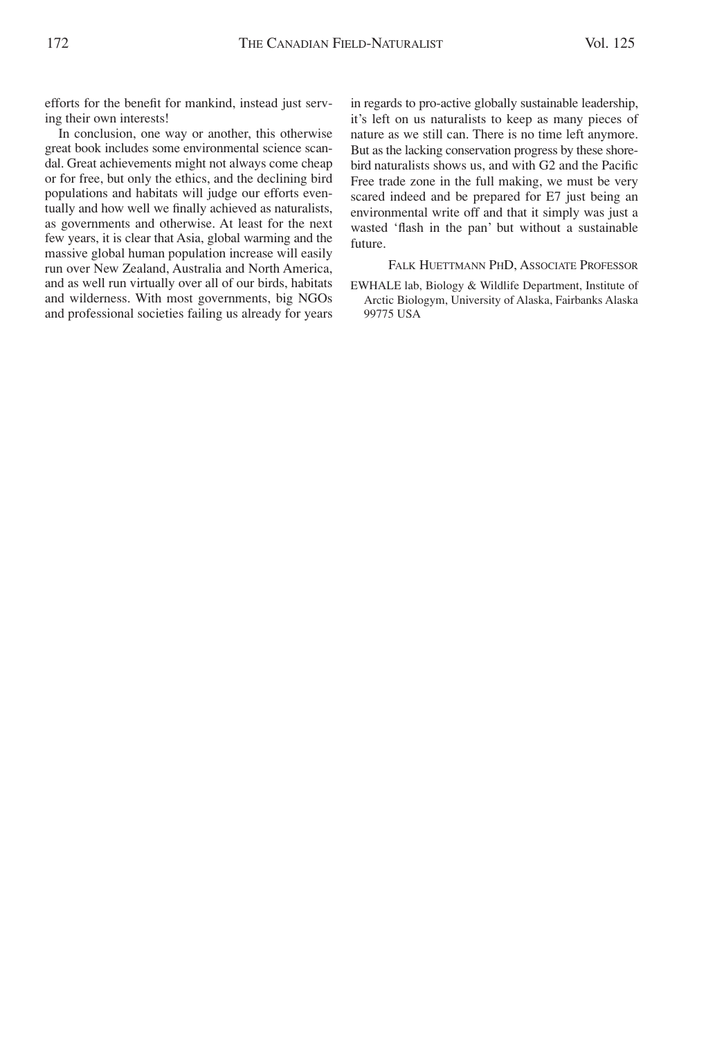efforts for the benefit for mankind, instead just serving their own interests!

In conclusion, one way or another, this otherwise great book includes some environmental science scandal. Great achievements might not always come cheap or for free, but only the ethics, and the declining bird populations and habitats will judge our efforts eventually and how well we finally achieved as naturalists, as governments and otherwise. At least for the next few years, it is clear that Asia, global warming and the massive global human population increase will easily run over New Zealand, Australia and North America, and as well run virtually over all of our birds, habitats and wilderness. With most governments, big NGOs and professional societies failing us already for years in regards to pro-active globally sustainable leadership, it's left on us naturalists to keep as many pieces of nature as we still can. There is no time left anymore. But as the lacking conservation progress by these shorebird naturalists shows us, and with G2 and the Pacific Free trade zone in the full making, we must be very scared indeed and be prepared for E7 just being an environmental write off and that it simply was just a wasted 'flash in the pan' but without a sustainable future.

FALK HUETTMANN PHD, ASSOCIATE PROFESSOR

EWHALE lab, Biology & Wildlife Department, Institute of Arctic Biologym, University of Alaska, Fairbanks Alaska 99775 USA